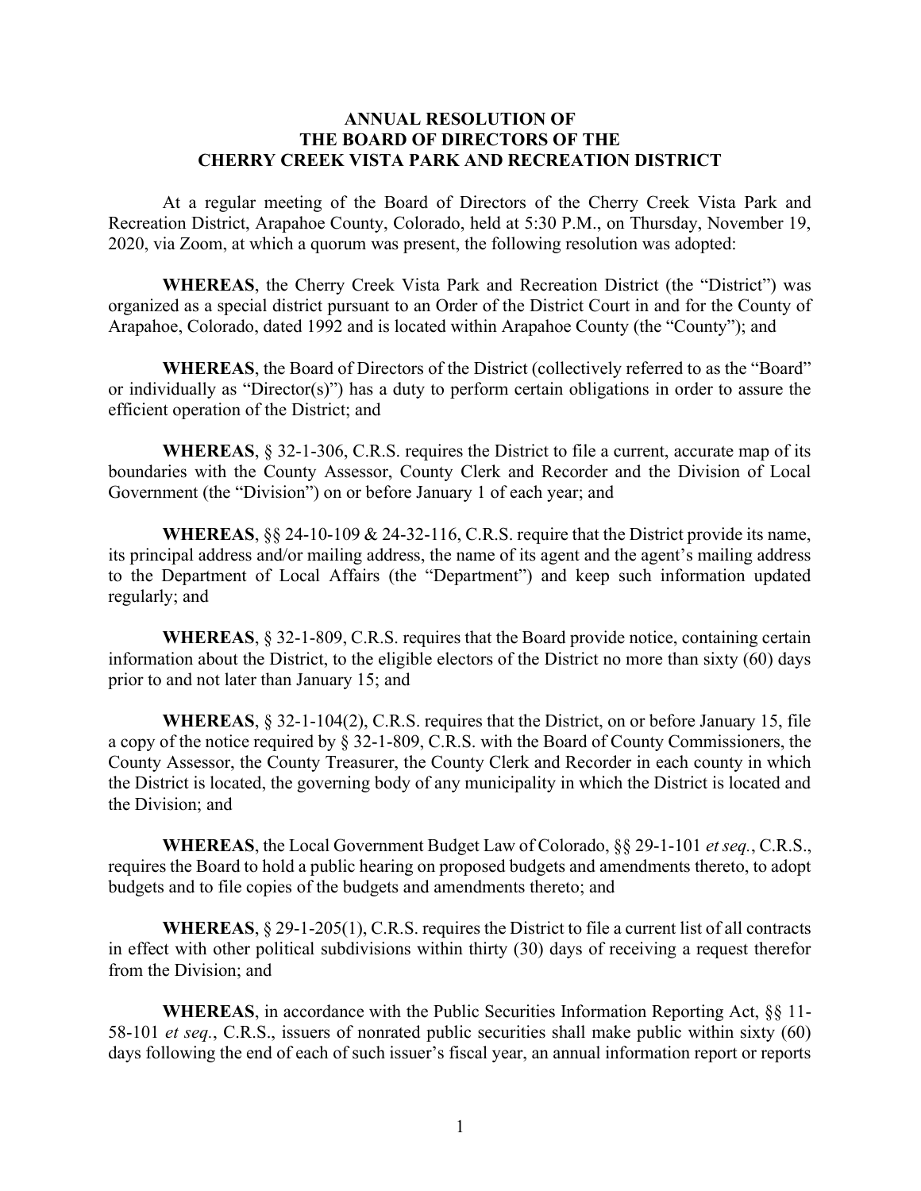**ANNUAL RESOLUTION OF**
**THE BOARD OF DIRECTORS OF THE**
**CHERRY CREEK VISTA PARK AND RECREATION DISTRICT**

At a regular meeting of the Board of Directors of the Cherry Creek Vista Park and Recreation District, Arapahoe County, Colorado, held at 5:30 P.M., on Thursday, November 19, 2020, via Zoom, at which a quorum was present, the following resolution was adopted:

**WHEREAS**, the Cherry Creek Vista Park and Recreation District (the "District") was organized as a special district pursuant to an Order of the District Court in and for the County of Arapahoe, Colorado, dated 1992 and is located within Arapahoe County (the "County"); and

**WHEREAS**, the Board of Directors of the District (collectively referred to as the "Board" or individually as "Director(s)") has a duty to perform certain obligations in order to assure the efficient operation of the District; and

**WHEREAS**, § 32-1-306, C.R.S. requires the District to file a current, accurate map of its boundaries with the County Assessor, County Clerk and Recorder and the Division of Local Government (the "Division") on or before January 1 of each year; and

**WHEREAS**, §§ 24-10-109 & 24-32-116, C.R.S. require that the District provide its name, its principal address and/or mailing address, the name of its agent and the agent's mailing address to the Department of Local Affairs (the "Department") and keep such information updated regularly; and

**WHEREAS**, § 32-1-809, C.R.S. requires that the Board provide notice, containing certain information about the District, to the eligible electors of the District no more than sixty (60) days prior to and not later than January 15; and

**WHEREAS**, § 32-1-104(2), C.R.S. requires that the District, on or before January 15, file a copy of the notice required by § 32-1-809, C.R.S. with the Board of County Commissioners, the County Assessor, the County Treasurer, the County Clerk and Recorder in each county in which the District is located, the governing body of any municipality in which the District is located and the Division; and

**WHEREAS**, the Local Government Budget Law of Colorado, §§ 29-1-101 *et seq.*, C.R.S., requires the Board to hold a public hearing on proposed budgets and amendments thereto, to adopt budgets and to file copies of the budgets and amendments thereto; and

**WHEREAS**, § 29-1-205(1), C.R.S. requires the District to file a current list of all contracts in effect with other political subdivisions within thirty (30) days of receiving a request therefor from the Division; and

**WHEREAS**, in accordance with the Public Securities Information Reporting Act, §§ 11-58-101 *et seq.*, C.R.S., issuers of nonrated public securities shall make public within sixty (60) days following the end of each of such issuer's fiscal year, an annual information report or reports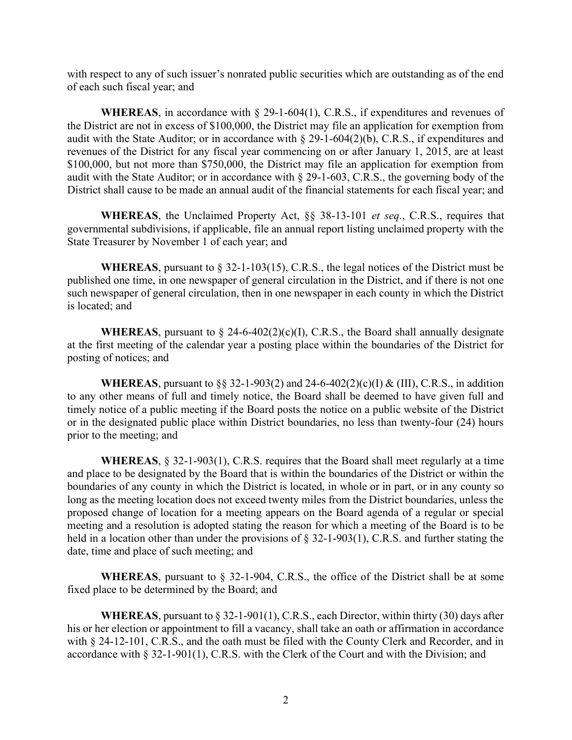with respect to any of such issuer's nonrated public securities which are outstanding as of the end of each such fiscal year; and

**WHEREAS**, in accordance with § 29-1-604(1), C.R.S., if expenditures and revenues of the District are not in excess of $100,000, the District may file an application for exemption from audit with the State Auditor; or in accordance with § 29-1-604(2)(b), C.R.S., if expenditures and revenues of the District for any fiscal year commencing on or after January 1, 2015, are at least $100,000, but not more than $750,000, the District may file an application for exemption from audit with the State Auditor; or in accordance with § 29-1-603, C.R.S., the governing body of the District shall cause to be made an annual audit of the financial statements for each fiscal year; and

**WHEREAS**, the Unclaimed Property Act, §§ 38-13-101 *et seq.*, C.R.S., requires that governmental subdivisions, if applicable, file an annual report listing unclaimed property with the State Treasurer by November 1 of each year; and

**WHEREAS**, pursuant to § 32-1-103(15), C.R.S., the legal notices of the District must be published one time, in one newspaper of general circulation in the District, and if there is not one such newspaper of general circulation, then in one newspaper in each county in which the District is located; and

**WHEREAS**, pursuant to § 24-6-402(2)(c)(I), C.R.S., the Board shall annually designate at the first meeting of the calendar year a posting place within the boundaries of the District for posting of notices; and

**WHEREAS**, pursuant to §§ 32-1-903(2) and 24-6-402(2)(c)(I) & (III), C.R.S., in addition to any other means of full and timely notice, the Board shall be deemed to have given full and timely notice of a public meeting if the Board posts the notice on a public website of the District or in the designated public place within District boundaries, no less than twenty-four (24) hours prior to the meeting; and

**WHEREAS**, § 32-1-903(1), C.R.S. requires that the Board shall meet regularly at a time and place to be designated by the Board that is within the boundaries of the District or within the boundaries of any county in which the District is located, in whole or in part, or in any county so long as the meeting location does not exceed twenty miles from the District boundaries, unless the proposed change of location for a meeting appears on the Board agenda of a regular or special meeting and a resolution is adopted stating the reason for which a meeting of the Board is to be held in a location other than under the provisions of § 32-1-903(1), C.R.S. and further stating the date, time and place of such meeting; and

**WHEREAS**, pursuant to § 32-1-904, C.R.S., the office of the District shall be at some fixed place to be determined by the Board; and

**WHEREAS**, pursuant to § 32-1-901(1), C.R.S., each Director, within thirty (30) days after his or her election or appointment to fill a vacancy, shall take an oath or affirmation in accordance with § 24-12-101, C.R.S., and the oath must be filed with the County Clerk and Recorder, and in accordance with § 32-1-901(1), C.R.S. with the Clerk of the Court and with the Division; and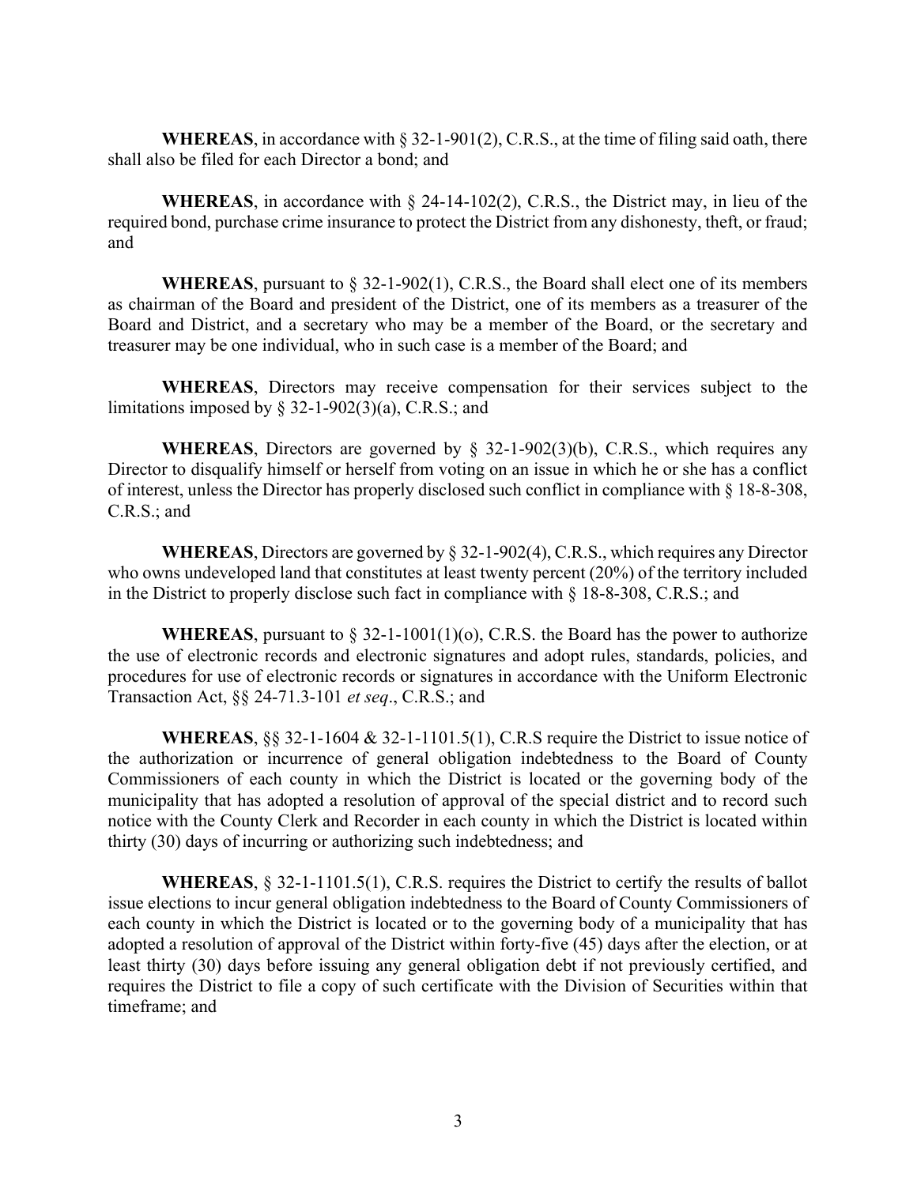**WHEREAS**, in accordance with § 32-1-901(2), C.R.S., at the time of filing said oath, there shall also be filed for each Director a bond; and

**WHEREAS**, in accordance with § 24-14-102(2), C.R.S., the District may, in lieu of the required bond, purchase crime insurance to protect the District from any dishonesty, theft, or fraud; and

**WHEREAS**, pursuant to § 32-1-902(1), C.R.S., the Board shall elect one of its members as chairman of the Board and president of the District, one of its members as a treasurer of the Board and District, and a secretary who may be a member of the Board, or the secretary and treasurer may be one individual, who in such case is a member of the Board; and

**WHEREAS**, Directors may receive compensation for their services subject to the limitations imposed by § 32-1-902(3)(a), C.R.S.; and

**WHEREAS**, Directors are governed by § 32-1-902(3)(b), C.R.S., which requires any Director to disqualify himself or herself from voting on an issue in which he or she has a conflict of interest, unless the Director has properly disclosed such conflict in compliance with § 18-8-308, C.R.S.; and

**WHEREAS**, Directors are governed by § 32-1-902(4), C.R.S., which requires any Director who owns undeveloped land that constitutes at least twenty percent (20%) of the territory included in the District to properly disclose such fact in compliance with § 18-8-308, C.R.S.; and

**WHEREAS**, pursuant to § 32-1-1001(1)(o), C.R.S. the Board has the power to authorize the use of electronic records and electronic signatures and adopt rules, standards, policies, and procedures for use of electronic records or signatures in accordance with the Uniform Electronic Transaction Act, §§ 24-71.3-101 *et seq*., C.R.S.; and

**WHEREAS**, §§ 32-1-1604 & 32-1-1101.5(1), C.R.S require the District to issue notice of the authorization or incurrence of general obligation indebtedness to the Board of County Commissioners of each county in which the District is located or the governing body of the municipality that has adopted a resolution of approval of the special district and to record such notice with the County Clerk and Recorder in each county in which the District is located within thirty (30) days of incurring or authorizing such indebtedness; and

**WHEREAS**, § 32-1-1101.5(1), C.R.S. requires the District to certify the results of ballot issue elections to incur general obligation indebtedness to the Board of County Commissioners of each county in which the District is located or to the governing body of a municipality that has adopted a resolution of approval of the District within forty-five (45) days after the election, or at least thirty (30) days before issuing any general obligation debt if not previously certified, and requires the District to file a copy of such certificate with the Division of Securities within that timeframe; and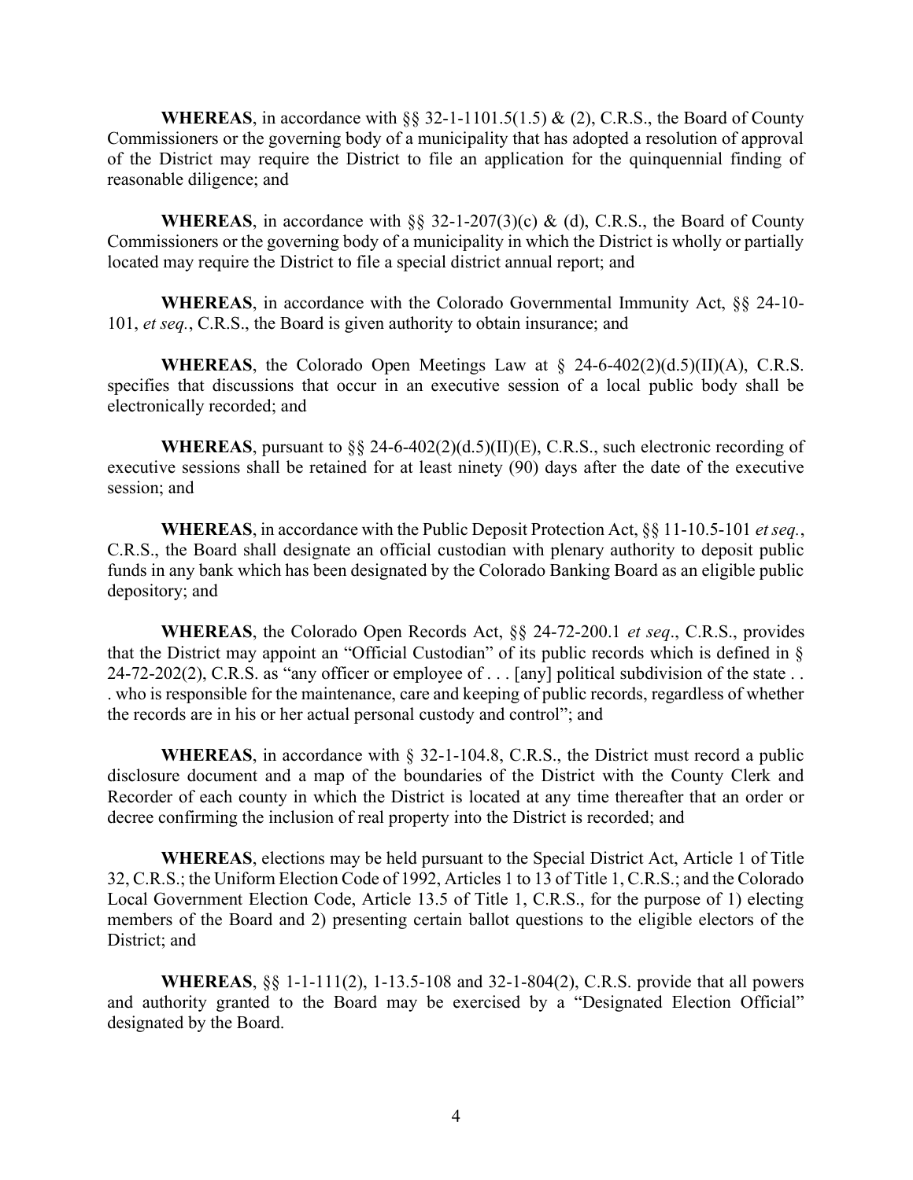**WHEREAS**, in accordance with §§ 32-1-1101.5(1.5) & (2), C.R.S., the Board of County Commissioners or the governing body of a municipality that has adopted a resolution of approval of the District may require the District to file an application for the quinquennial finding of reasonable diligence; and

**WHEREAS**, in accordance with §§ 32-1-207(3)(c) & (d), C.R.S., the Board of County Commissioners or the governing body of a municipality in which the District is wholly or partially located may require the District to file a special district annual report; and

**WHEREAS**, in accordance with the Colorado Governmental Immunity Act, §§ 24-10-101, *et seq.*, C.R.S., the Board is given authority to obtain insurance; and

**WHEREAS**, the Colorado Open Meetings Law at § 24-6-402(2)(d.5)(II)(A), C.R.S. specifies that discussions that occur in an executive session of a local public body shall be electronically recorded; and

**WHEREAS**, pursuant to §§ 24-6-402(2)(d.5)(II)(E), C.R.S., such electronic recording of executive sessions shall be retained for at least ninety (90) days after the date of the executive session; and

**WHEREAS**, in accordance with the Public Deposit Protection Act, §§ 11-10.5-101 *et seq.*, C.R.S., the Board shall designate an official custodian with plenary authority to deposit public funds in any bank which has been designated by the Colorado Banking Board as an eligible public depository; and

**WHEREAS**, the Colorado Open Records Act, §§ 24-72-200.1 *et seq*., C.R.S., provides that the District may appoint an "Official Custodian" of its public records which is defined in § 24-72-202(2), C.R.S. as "any officer or employee of . . . [any] political subdivision of the state . . . who is responsible for the maintenance, care and keeping of public records, regardless of whether the records are in his or her actual personal custody and control"; and

**WHEREAS**, in accordance with § 32-1-104.8, C.R.S., the District must record a public disclosure document and a map of the boundaries of the District with the County Clerk and Recorder of each county in which the District is located at any time thereafter that an order or decree confirming the inclusion of real property into the District is recorded; and

**WHEREAS**, elections may be held pursuant to the Special District Act, Article 1 of Title 32, C.R.S.; the Uniform Election Code of 1992, Articles 1 to 13 of Title 1, C.R.S.; and the Colorado Local Government Election Code, Article 13.5 of Title 1, C.R.S., for the purpose of 1) electing members of the Board and 2) presenting certain ballot questions to the eligible electors of the District; and

**WHEREAS**, §§ 1-1-111(2), 1-13.5-108 and 32-1-804(2), C.R.S. provide that all powers and authority granted to the Board may be exercised by a "Designated Election Official" designated by the Board.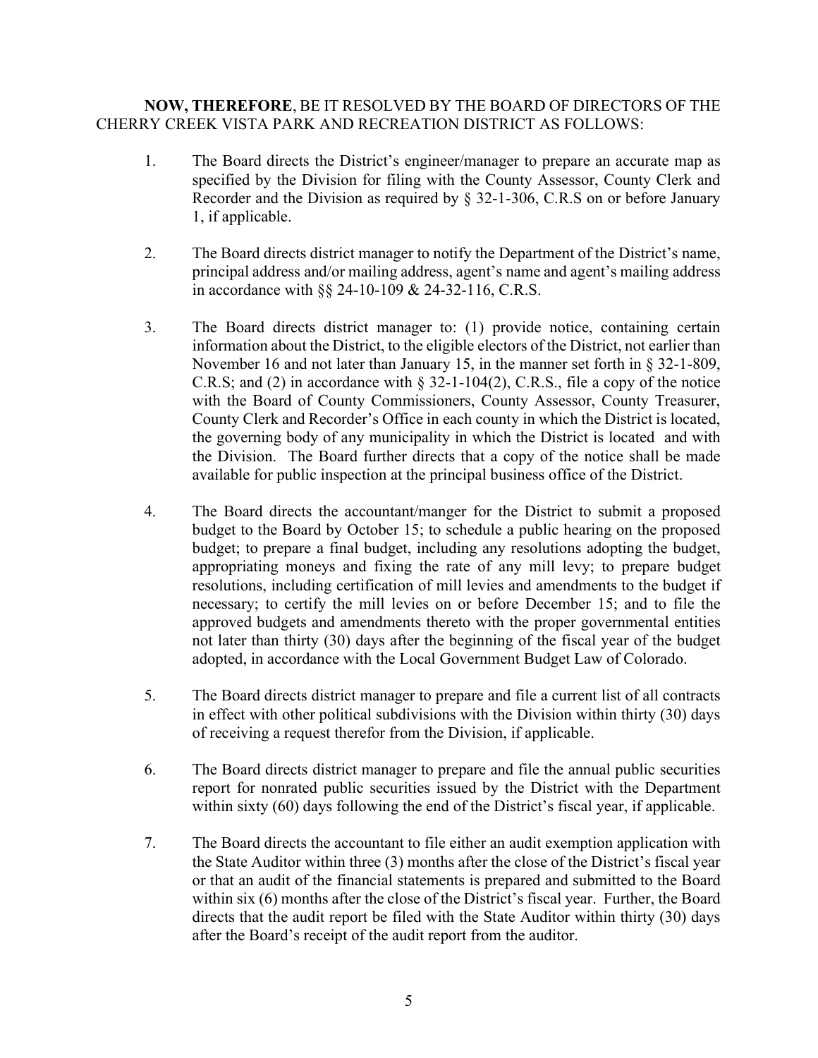**NOW, THEREFORE**, BE IT RESOLVED BY THE BOARD OF DIRECTORS OF THE CHERRY CREEK VISTA PARK AND RECREATION DISTRICT AS FOLLOWS:

1. The Board directs the District's engineer/manager to prepare an accurate map as specified by the Division for filing with the County Assessor, County Clerk and Recorder and the Division as required by § 32-1-306, C.R.S on or before January 1, if applicable.

2. The Board directs district manager to notify the Department of the District's name, principal address and/or mailing address, agent's name and agent's mailing address in accordance with §§ 24-10-109 & 24-32-116, C.R.S.

3. The Board directs district manager to: (1) provide notice, containing certain information about the District, to the eligible electors of the District, not earlier than November 16 and not later than January 15, in the manner set forth in § 32-1-809, C.R.S; and (2) in accordance with § 32-1-104(2), C.R.S., file a copy of the notice with the Board of County Commissioners, County Assessor, County Treasurer, County Clerk and Recorder's Office in each county in which the District is located, the governing body of any municipality in which the District is located and with the Division. The Board further directs that a copy of the notice shall be made available for public inspection at the principal business office of the District.

4. The Board directs the accountant/manger for the District to submit a proposed budget to the Board by October 15; to schedule a public hearing on the proposed budget; to prepare a final budget, including any resolutions adopting the budget, appropriating moneys and fixing the rate of any mill levy; to prepare budget resolutions, including certification of mill levies and amendments to the budget if necessary; to certify the mill levies on or before December 15; and to file the approved budgets and amendments thereto with the proper governmental entities not later than thirty (30) days after the beginning of the fiscal year of the budget adopted, in accordance with the Local Government Budget Law of Colorado.

5. The Board directs district manager to prepare and file a current list of all contracts in effect with other political subdivisions with the Division within thirty (30) days of receiving a request therefor from the Division, if applicable.

6. The Board directs district manager to prepare and file the annual public securities report for nonrated public securities issued by the District with the Department within sixty (60) days following the end of the District's fiscal year, if applicable.

7. The Board directs the accountant to file either an audit exemption application with the State Auditor within three (3) months after the close of the District's fiscal year or that an audit of the financial statements is prepared and submitted to the Board within six (6) months after the close of the District's fiscal year. Further, the Board directs that the audit report be filed with the State Auditor within thirty (30) days after the Board's receipt of the audit report from the auditor.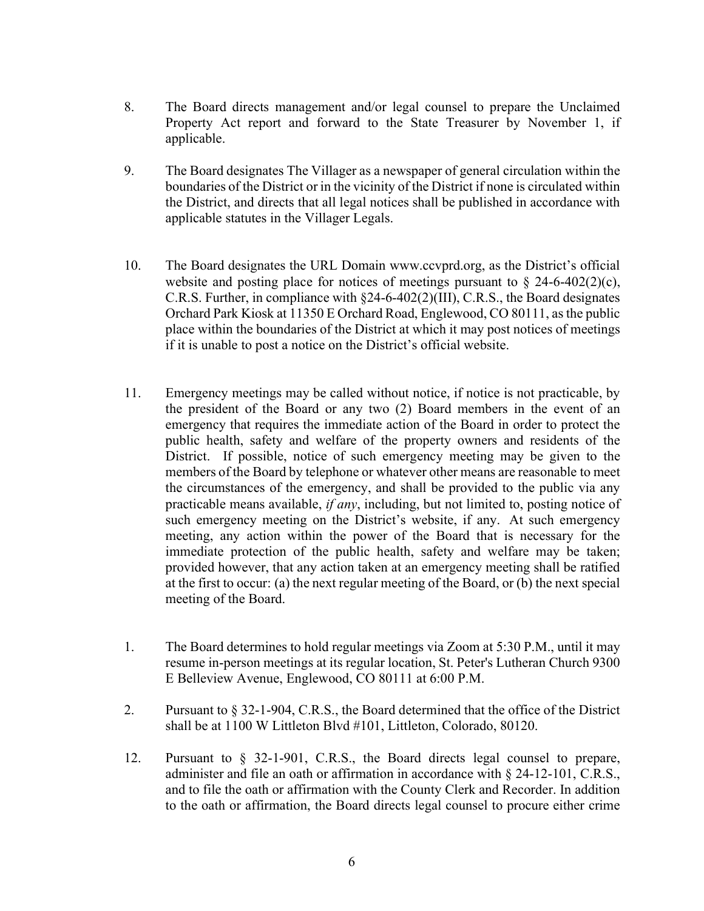8. The Board directs management and/or legal counsel to prepare the Unclaimed Property Act report and forward to the State Treasurer by November 1, if applicable.

9. The Board designates The Villager as a newspaper of general circulation within the boundaries of the District or in the vicinity of the District if none is circulated within the District, and directs that all legal notices shall be published in accordance with applicable statutes in the Villager Legals.

10. The Board designates the URL Domain www.ccvprd.org, as the District's official website and posting place for notices of meetings pursuant to § 24-6-402(2)(c), C.R.S. Further, in compliance with §24-6-402(2)(III), C.R.S., the Board designates Orchard Park Kiosk at 11350 E Orchard Road, Englewood, CO 80111, as the public place within the boundaries of the District at which it may post notices of meetings if it is unable to post a notice on the District's official website.

11. Emergency meetings may be called without notice, if notice is not practicable, by the president of the Board or any two (2) Board members in the event of an emergency that requires the immediate action of the Board in order to protect the public health, safety and welfare of the property owners and residents of the District. If possible, notice of such emergency meeting may be given to the members of the Board by telephone or whatever other means are reasonable to meet the circumstances of the emergency, and shall be provided to the public via any practicable means available, *if any*, including, but not limited to, posting notice of such emergency meeting on the District's website, if any. At such emergency meeting, any action within the power of the Board that is necessary for the immediate protection of the public health, safety and welfare may be taken; provided however, that any action taken at an emergency meeting shall be ratified at the first to occur: (a) the next regular meeting of the Board, or (b) the next special meeting of the Board.

1. The Board determines to hold regular meetings via Zoom at 5:30 P.M., until it may resume in-person meetings at its regular location, St. Peter's Lutheran Church 9300 E Belleview Avenue, Englewood, CO 80111 at 6:00 P.M.

2. Pursuant to § 32-1-904, C.R.S., the Board determined that the office of the District shall be at 1100 W Littleton Blvd #101, Littleton, Colorado, 80120.

12. Pursuant to § 32-1-901, C.R.S., the Board directs legal counsel to prepare, administer and file an oath or affirmation in accordance with § 24-12-101, C.R.S., and to file the oath or affirmation with the County Clerk and Recorder. In addition to the oath or affirmation, the Board directs legal counsel to procure either crime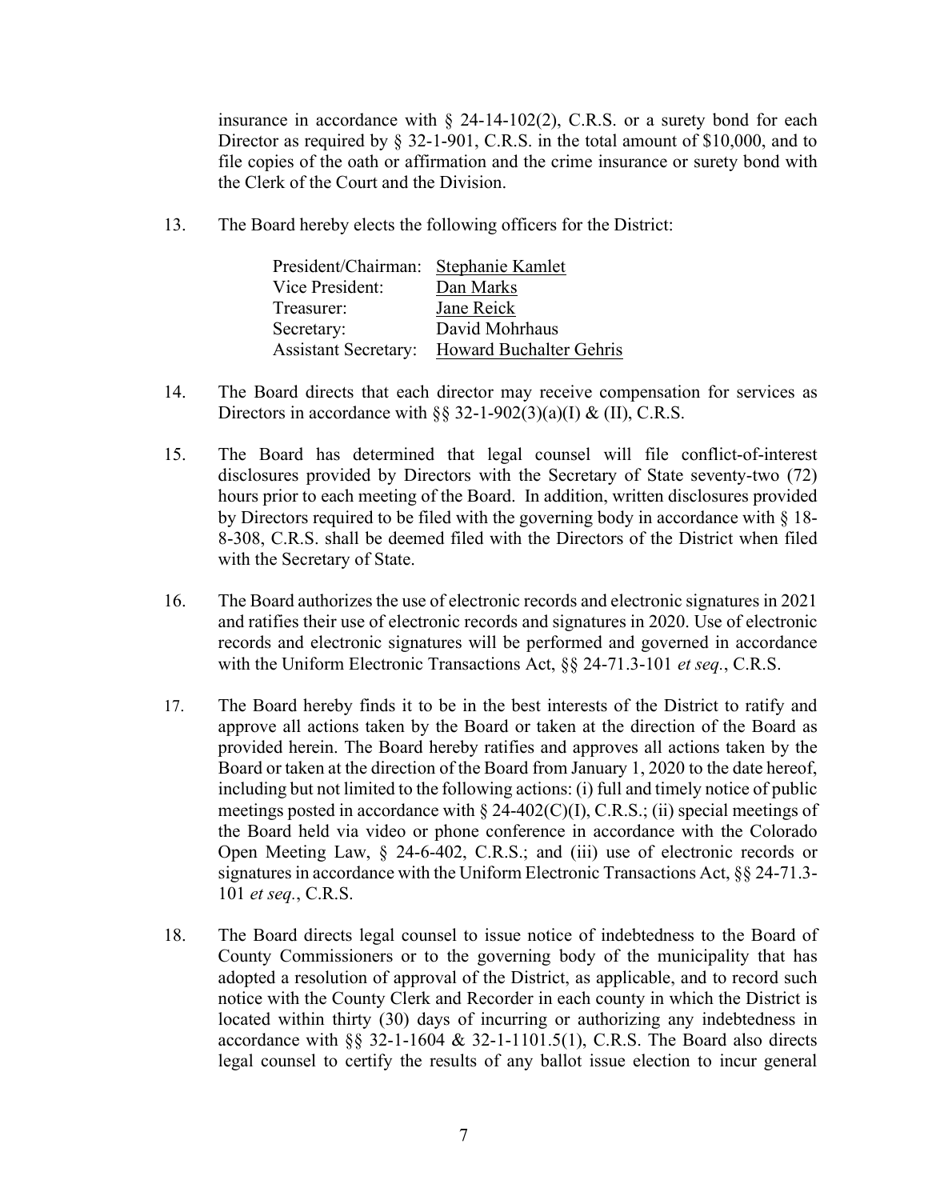insurance in accordance with § 24-14-102(2), C.R.S. or a surety bond for each Director as required by § 32-1-901, C.R.S. in the total amount of $10,000, and to file copies of the oath or affirmation and the crime insurance or surety bond with the Clerk of the Court and the Division.

13. The Board hereby elects the following officers for the District:

| | |
|---|---|
| President/Chairman: | Stephanie Kamlet |
| Vice President: | Dan Marks |
| Treasurer: | Jane Reick |
| Secretary: | David Mohrhaus |
| Assistant Secretary: | Howard Buchalter Gehris |

14. The Board directs that each director may receive compensation for services as Directors in accordance with §§ 32-1-902(3)(a)(I) & (II), C.R.S.

15. The Board has determined that legal counsel will file conflict-of-interest disclosures provided by Directors with the Secretary of State seventy-two (72) hours prior to each meeting of the Board. In addition, written disclosures provided by Directors required to be filed with the governing body in accordance with § 18-8-308, C.R.S. shall be deemed filed with the Directors of the District when filed with the Secretary of State.

16. The Board authorizes the use of electronic records and electronic signatures in 2021 and ratifies their use of electronic records and signatures in 2020. Use of electronic records and electronic signatures will be performed and governed in accordance with the Uniform Electronic Transactions Act, §§ 24-71.3-101 *et seq.*, C.R.S.

17. The Board hereby finds it to be in the best interests of the District to ratify and approve all actions taken by the Board or taken at the direction of the Board as provided herein. The Board hereby ratifies and approves all actions taken by the Board or taken at the direction of the Board from January 1, 2020 to the date hereof, including but not limited to the following actions: (i) full and timely notice of public meetings posted in accordance with § 24-402(C)(I), C.R.S.; (ii) special meetings of the Board held via video or phone conference in accordance with the Colorado Open Meeting Law, § 24-6-402, C.R.S.; and (iii) use of electronic records or signatures in accordance with the Uniform Electronic Transactions Act, §§ 24-71.3-101 *et seq.*, C.R.S.

18. The Board directs legal counsel to issue notice of indebtedness to the Board of County Commissioners or to the governing body of the municipality that has adopted a resolution of approval of the District, as applicable, and to record such notice with the County Clerk and Recorder in each county in which the District is located within thirty (30) days of incurring or authorizing any indebtedness in accordance with §§ 32-1-1604 & 32-1-1101.5(1), C.R.S. The Board also directs legal counsel to certify the results of any ballot issue election to incur general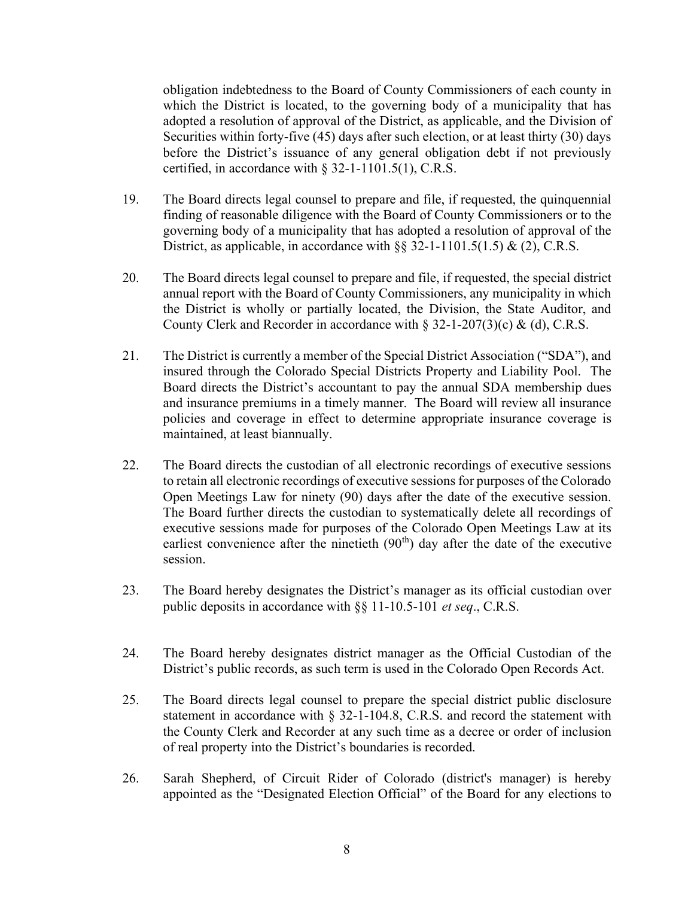obligation indebtedness to the Board of County Commissioners of each county in which the District is located, to the governing body of a municipality that has adopted a resolution of approval of the District, as applicable, and the Division of Securities within forty-five (45) days after such election, or at least thirty (30) days before the District's issuance of any general obligation debt if not previously certified, in accordance with § 32-1-1101.5(1), C.R.S.

19. The Board directs legal counsel to prepare and file, if requested, the quinquennial finding of reasonable diligence with the Board of County Commissioners or to the governing body of a municipality that has adopted a resolution of approval of the District, as applicable, in accordance with §§ 32-1-1101.5(1.5) & (2), C.R.S.

20. The Board directs legal counsel to prepare and file, if requested, the special district annual report with the Board of County Commissioners, any municipality in which the District is wholly or partially located, the Division, the State Auditor, and County Clerk and Recorder in accordance with § 32-1-207(3)(c) & (d), C.R.S.

21. The District is currently a member of the Special District Association ("SDA"), and insured through the Colorado Special Districts Property and Liability Pool. The Board directs the District's accountant to pay the annual SDA membership dues and insurance premiums in a timely manner. The Board will review all insurance policies and coverage in effect to determine appropriate insurance coverage is maintained, at least biannually.

22. The Board directs the custodian of all electronic recordings of executive sessions to retain all electronic recordings of executive sessions for purposes of the Colorado Open Meetings Law for ninety (90) days after the date of the executive session. The Board further directs the custodian to systematically delete all recordings of executive sessions made for purposes of the Colorado Open Meetings Law at its earliest convenience after the ninetieth (90th) day after the date of the executive session.

23. The Board hereby designates the District's manager as its official custodian over public deposits in accordance with §§ 11-10.5-101 *et seq*., C.R.S.

24. The Board hereby designates district manager as the Official Custodian of the District's public records, as such term is used in the Colorado Open Records Act.

25. The Board directs legal counsel to prepare the special district public disclosure statement in accordance with § 32-1-104.8, C.R.S. and record the statement with the County Clerk and Recorder at any such time as a decree or order of inclusion of real property into the District's boundaries is recorded.

26. Sarah Shepherd, of Circuit Rider of Colorado (district's manager) is hereby appointed as the "Designated Election Official" of the Board for any elections to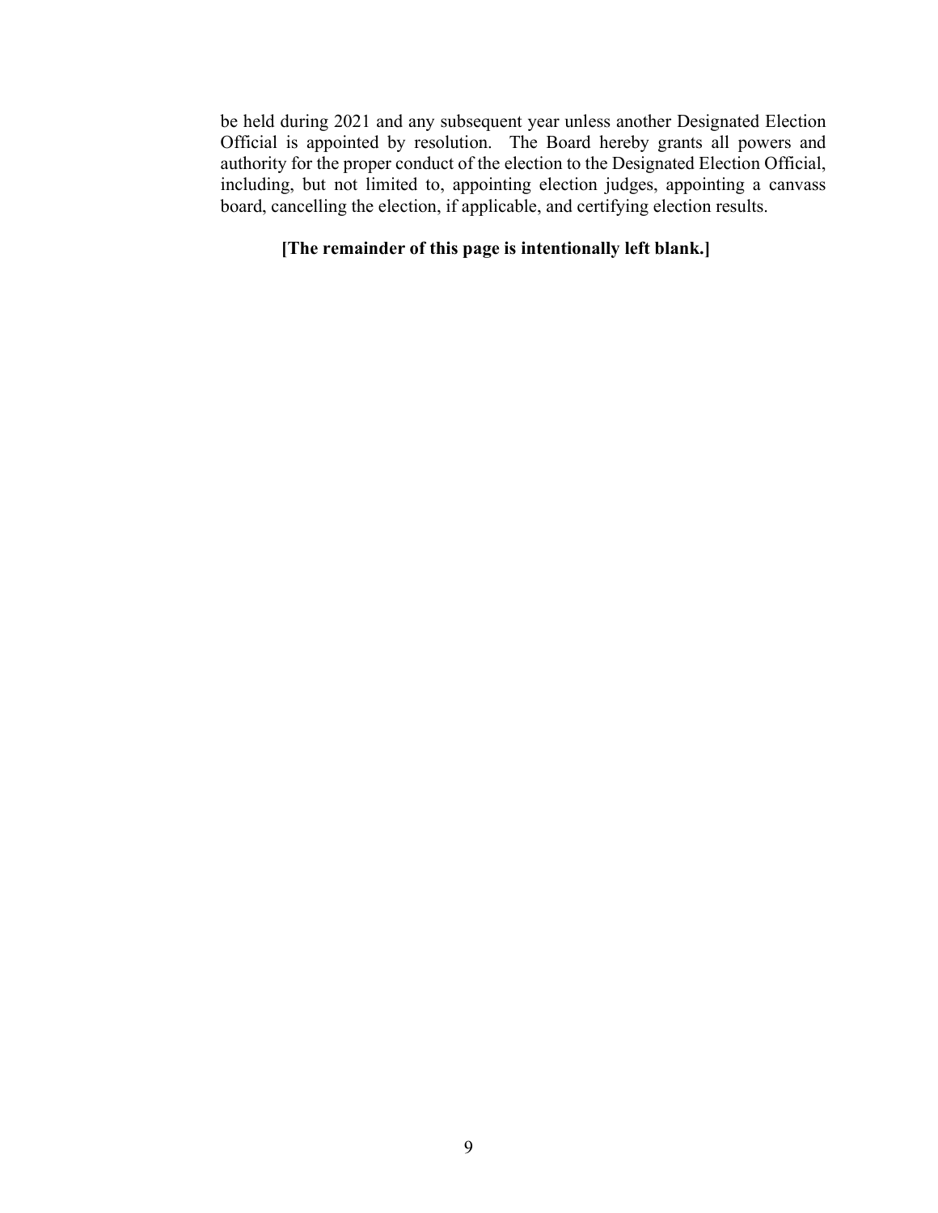be held during 2021 and any subsequent year unless another Designated Election Official is appointed by resolution. The Board hereby grants all powers and authority for the proper conduct of the election to the Designated Election Official, including, but not limited to, appointing election judges, appointing a canvass board, cancelling the election, if applicable, and certifying election results.

**[The remainder of this page is intentionally left blank.]**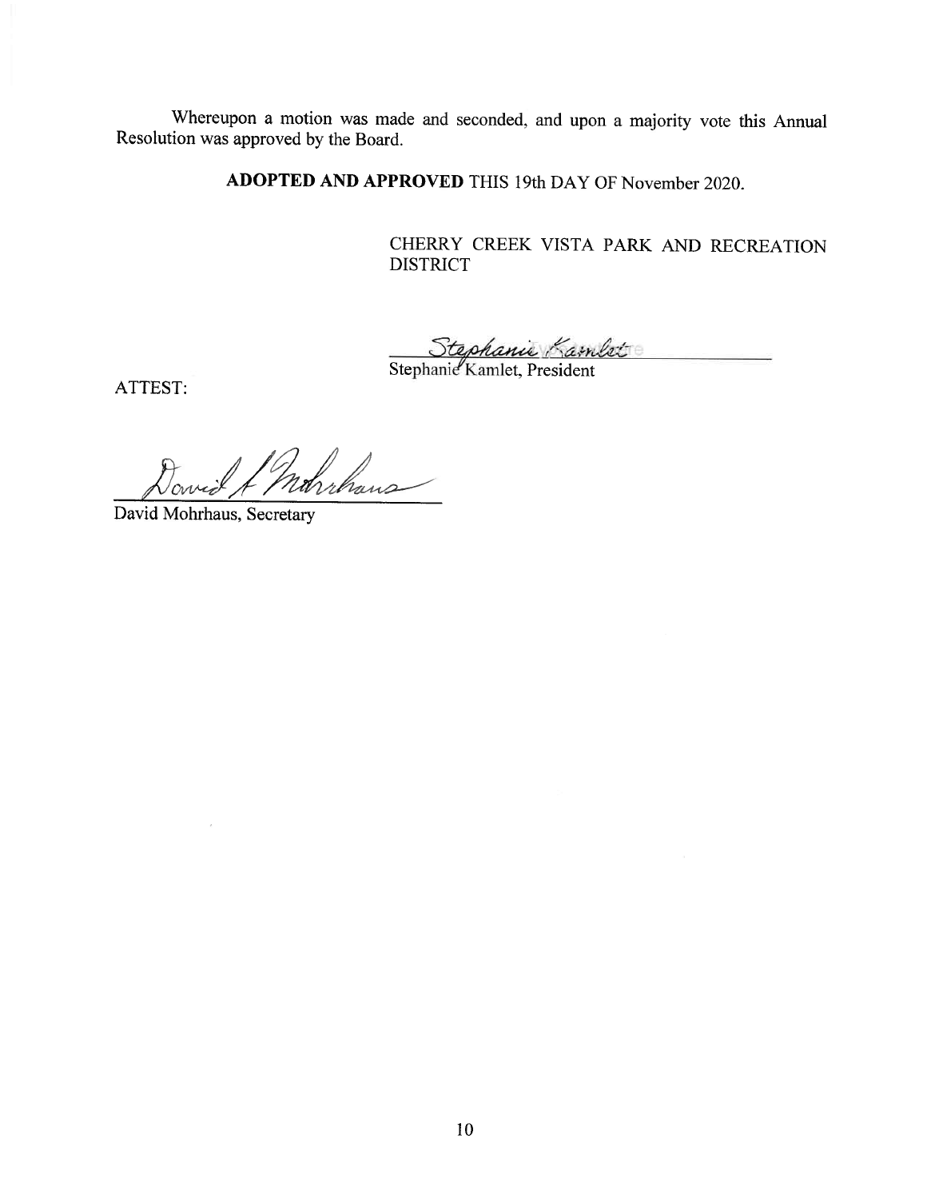Whereupon a motion was made and seconded, and upon a majority vote this Annual Resolution was approved by the Board.

**ADOPTED AND APPROVED** THIS 19th DAY OF November 2020.

CHERRY CREEK VISTA PARK AND RECREATION DISTRICT

Stephanie Kamlet

Stephanie Kamlet, President

ATTEST:

David A Mohrhaus

David Mohrhaus, Secretary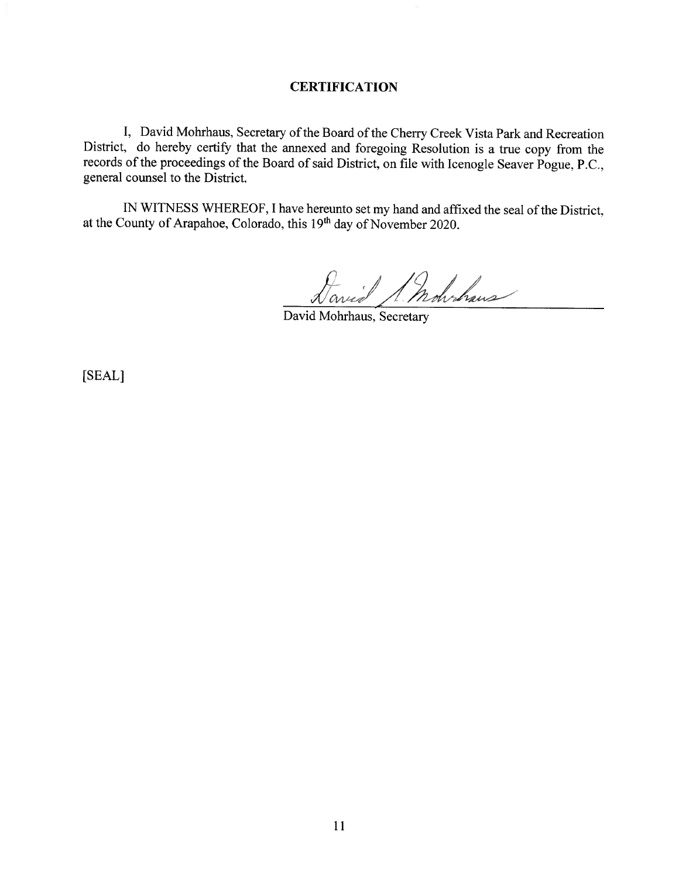## CERTIFICATION

I, David Mohrhaus, Secretary of the Board of the Cherry Creek Vista Park and Recreation District, do hereby certify that the annexed and foregoing Resolution is a true copy from the records of the proceedings of the Board of said District, on file with Icenogle Seaver Pogue, P.C., general counsel to the District.

IN WITNESS WHEREOF, I have hereunto set my hand and affixed the seal of the District, at the County of Arapahoe, Colorado, this 19th day of November 2020.

David Mohrhaus, Secretary

[SEAL]